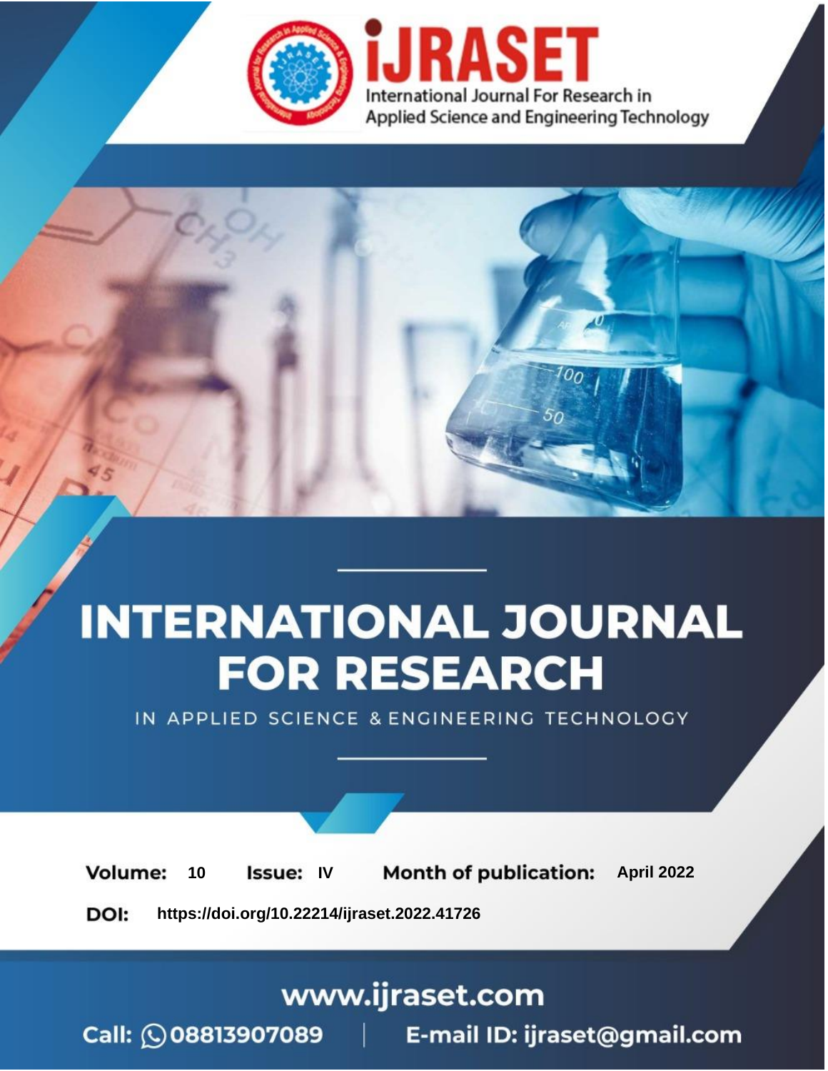iJRASET

International Journal For Research in Applied Science and Engineering Technology

# INTERNATIONAL JOURNAL FOR RESEARCH

IN APPLIED SCIENCE & ENGINEERING TECHNOLOGY

**Volume:** 10 **Issue:** IV **Month of publication:** April 2022

**DOI:** https://doi.org/10.22214/ijraset.2022.41726

www.ijraset.com

Call: 08813907089 | E-mail ID: ijraset@gmail.com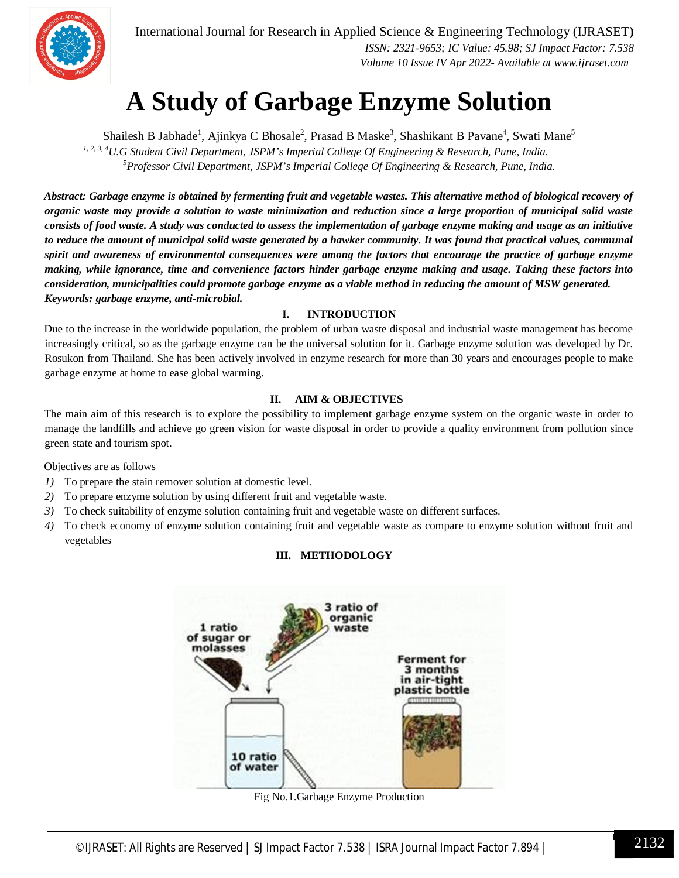# A Study of Garbage Enzyme Solution

Shailesh B Jabhade[1], Ajinkya C Bhosale[2], Prasad B Maske[3], Shashikant B Pavane[4], Swati Mane[5]

*[1, 2, 3, 4]U.G Student Civil Department, JSPM's Imperial College Of Engineering & Research, Pune, India.*
*[5]Professor Civil Department, JSPM's Imperial College Of Engineering & Research, Pune, India.*

***Abstract:** Garbage enzyme is obtained by fermenting fruit and vegetable wastes. This alternative method of biological recovery of organic waste may provide a solution to waste minimization and reduction since a large proportion of municipal solid waste consists of food waste. A study was conducted to assess the implementation of garbage enzyme making and usage as an initiative to reduce the amount of municipal solid waste generated by a hawker community. It was found that practical values, communal spirit and awareness of environmental consequences were among the factors that encourage the practice of garbage enzyme making, while ignorance, time and convenience factors hinder garbage enzyme making and usage. Taking these factors into consideration, municipalities could promote garbage enzyme as a viable method in reducing the amount of MSW generated.*

***Keywords:** garbage enzyme, anti-microbial.*

## I. INTRODUCTION

Due to the increase in the worldwide population, the problem of urban waste disposal and industrial waste management has become increasingly critical, so as the garbage enzyme can be the universal solution for it. Garbage enzyme solution was developed by Dr. Rosukon from Thailand. She has been actively involved in enzyme research for more than 30 years and encourages people to make garbage enzyme at home to ease global warming.

## II. AIM & OBJECTIVES

The main aim of this research is to explore the possibility to implement garbage enzyme system on the organic waste in order to manage the landfills and achieve go green vision for waste disposal in order to provide a quality environment from pollution since green state and tourism spot.

Objectives are as follows

1) To prepare the stain remover solution at domestic level.
2) To prepare enzyme solution by using different fruit and vegetable waste.
3) To check suitability of enzyme solution containing fruit and vegetable waste on different surfaces.
4) To check economy of enzyme solution containing fruit and vegetable waste as compare to enzyme solution without fruit and vegetables

## III. METHODOLOGY

Fig No.1.Garbage Enzyme Production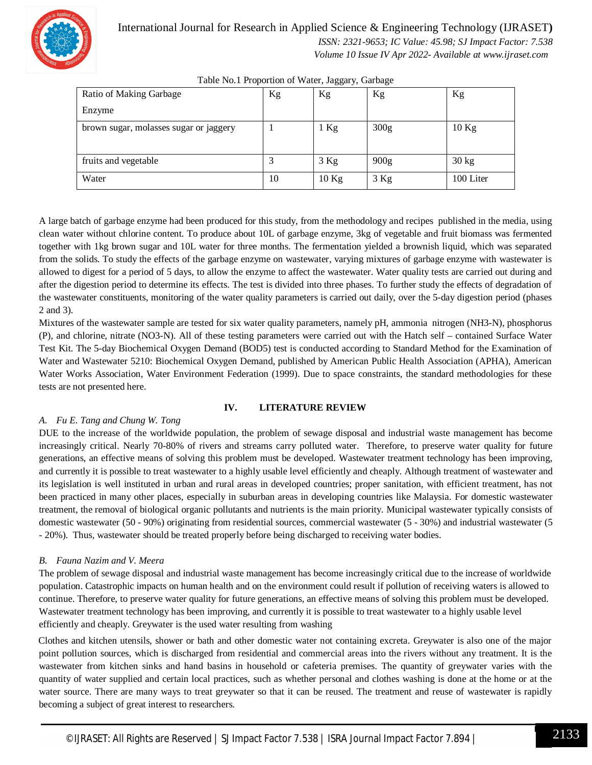Table No.1 Proportion of Water, Jaggary, Garbage

| Ratio of Making Garbage Enzyme | Kg | Kg | Kg | Kg |
|---|---|---|---|---|
| brown sugar, molasses sugar or jaggery | 1 | 1 Kg | 300g | 10 Kg |
| fruits and vegetable | 3 | 3 Kg | 900g | 30 kg |
| Water | 10 | 10 Kg | 3 Kg | 100 Liter |

A large batch of garbage enzyme had been produced for this study, from the methodology and recipes published in the media, using clean water without chlorine content. To produce about 10L of garbage enzyme, 3kg of vegetable and fruit biomass was fermented together with 1kg brown sugar and 10L water for three months. The fermentation yielded a brownish liquid, which was separated from the solids. To study the effects of the garbage enzyme on wastewater, varying mixtures of garbage enzyme with wastewater is allowed to digest for a period of 5 days, to allow the enzyme to affect the wastewater. Water quality tests are carried out during and after the digestion period to determine its effects. The test is divided into three phases. To further study the effects of degradation of the wastewater constituents, monitoring of the water quality parameters is carried out daily, over the 5-day digestion period (phases 2 and 3).

Mixtures of the wastewater sample are tested for six water quality parameters, namely pH, ammonia nitrogen ($NH_3$-N), phosphorus (P), and chlorine, nitrate ($NO_3$-N). All of these testing parameters were carried out with the Hatch self – contained Surface Water Test Kit. The 5-day Biochemical Oxygen Demand ($BOD_5$) test is conducted according to Standard Method for the Examination of Water and Wastewater 5210: Biochemical Oxygen Demand, published by American Public Health Association (APHA), American Water Works Association, Water Environment Federation (1999). Due to space constraints, the standard methodologies for these tests are not presented here.

## IV. LITERATURE REVIEW

### *A. Fu E. Tang and Chung W. Tong*

DUE to the increase of the worldwide population, the problem of sewage disposal and industrial waste management has become increasingly critical. Nearly 70-80% of rivers and streams carry polluted water. Therefore, to preserve water quality for future generations, an effective means of solving this problem must be developed. Wastewater treatment technology has been improving, and currently it is possible to treat wastewater to a highly usable level efficiently and cheaply. Although treatment of wastewater and its legislation is well instituted in urban and rural areas in developed countries; proper sanitation, with efficient treatment, has not been practiced in many other places, especially in suburban areas in developing countries like Malaysia. For domestic wastewater treatment, the removal of biological organic pollutants and nutrients is the main priority. Municipal wastewater typically consists of domestic wastewater (50 - 90%) originating from residential sources, commercial wastewater (5 - 30%) and industrial wastewater (5 - 20%). Thus, wastewater should be treated properly before being discharged to receiving water bodies.

### *B. Fauna Nazim and V. Meera*

The problem of sewage disposal and industrial waste management has become increasingly critical due to the increase of worldwide population. Catastrophic impacts on human health and on the environment could result if pollution of receiving waters is allowed to continue. Therefore, to preserve water quality for future generations, an effective means of solving this problem must be developed. Wastewater treatment technology has been improving, and currently it is possible to treat wastewater to a highly usable level efficiently and cheaply. Greywater is the used water resulting from washing

Clothes and kitchen utensils, shower or bath and other domestic water not containing excreta. Greywater is also one of the major point pollution sources, which is discharged from residential and commercial areas into the rivers without any treatment. It is the wastewater from kitchen sinks and hand basins in household or cafeteria premises. The quantity of greywater varies with the quantity of water supplied and certain local practices, such as whether personal and clothes washing is done at the home or at the water source. There are many ways to treat greywater so that it can be reused. The treatment and reuse of wastewater is rapidly becoming a subject of great interest to researchers.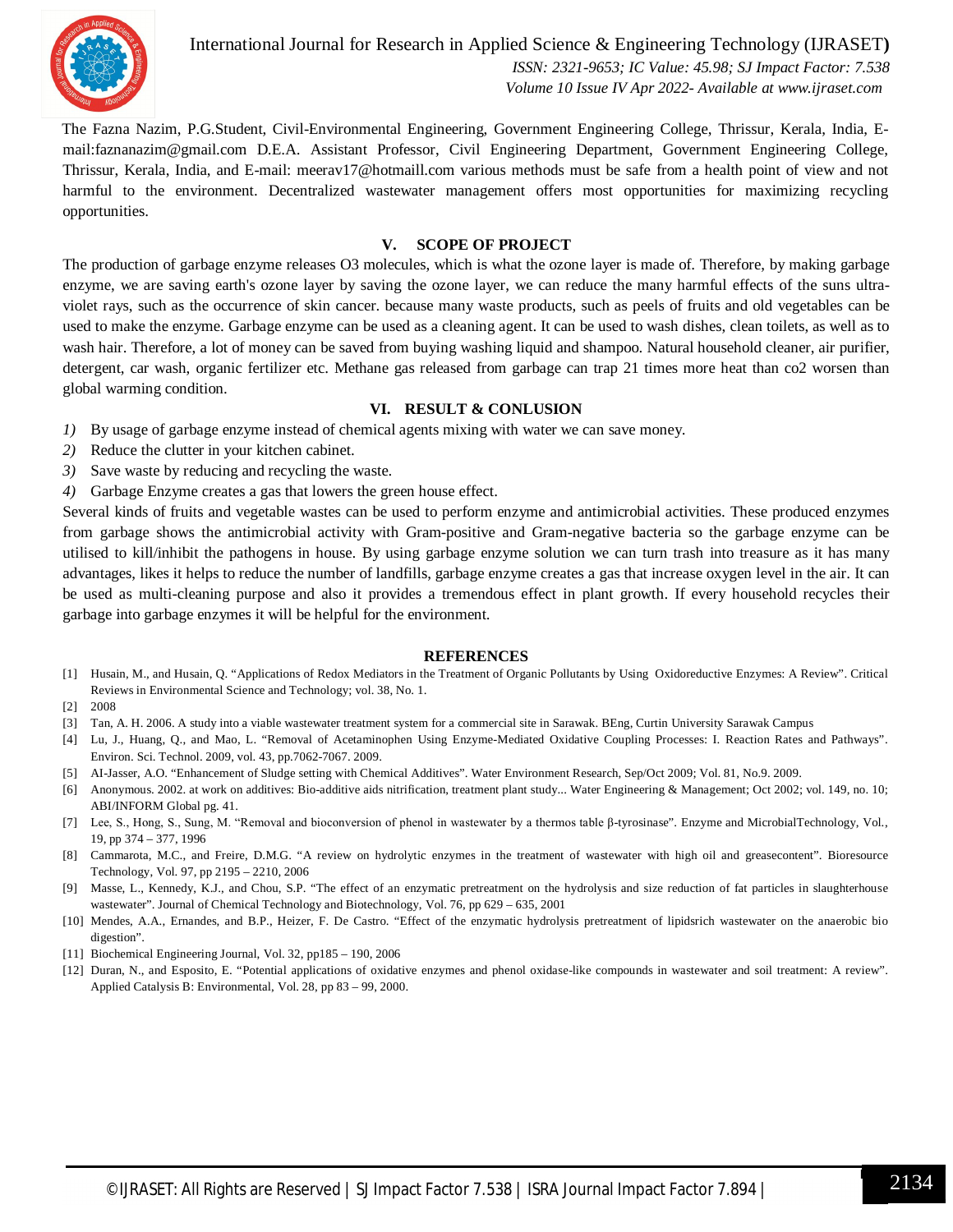The Fazna Nazim, P.G.Student, Civil-Environmental Engineering, Government Engineering College, Thrissur, Kerala, India, E-mail:faznanazim@gmail.com D.E.A. Assistant Professor, Civil Engineering Department, Government Engineering College, Thrissur, Kerala, India, and E-mail: meerav17@hotmaill.com various methods must be safe from a health point of view and not harmful to the environment. Decentralized wastewater management offers most opportunities for maximizing recycling opportunities.

## V. SCOPE OF PROJECT

The production of garbage enzyme releases O3 molecules, which is what the ozone layer is made of. Therefore, by making garbage enzyme, we are saving earth's ozone layer by saving the ozone layer, we can reduce the many harmful effects of the suns ultra-violet rays, such as the occurrence of skin cancer. because many waste products, such as peels of fruits and old vegetables can be used to make the enzyme. Garbage enzyme can be used as a cleaning agent. It can be used to wash dishes, clean toilets, as well as to wash hair. Therefore, a lot of money can be saved from buying washing liquid and shampoo. Natural household cleaner, air purifier, detergent, car wash, organic fertilizer etc. Methane gas released from garbage can trap 21 times more heat than co2 worsen than global warming condition.

## VI. RESULT & CONLUSION

1) By usage of garbage enzyme instead of chemical agents mixing with water we can save money.
2) Reduce the clutter in your kitchen cabinet.
3) Save waste by reducing and recycling the waste.
4) Garbage Enzyme creates a gas that lowers the green house effect.

Several kinds of fruits and vegetable wastes can be used to perform enzyme and antimicrobial activities. These produced enzymes from garbage shows the antimicrobial activity with Gram-positive and Gram-negative bacteria so the garbage enzyme can be utilised to kill/inhibit the pathogens in house. By using garbage enzyme solution we can turn trash into treasure as it has many advantages, likes it helps to reduce the number of landfills, garbage enzyme creates a gas that increase oxygen level in the air. It can be used as multi-cleaning purpose and also it provides a tremendous effect in plant growth. If every household recycles their garbage into garbage enzymes it will be helpful for the environment.

## REFERENCES

[1] Husain, M., and Husain, Q. "Applications of Redox Mediators in the Treatment of Organic Pollutants by Using Oxidoreductive Enzymes: A Review". Critical Reviews in Environmental Science and Technology; vol. 38, No. 1.

[2] 2008

[3] Tan, A. H. 2006. A study into a viable wastewater treatment system for a commercial site in Sarawak. BEng, Curtin University Sarawak Campus

[4] Lu, J., Huang, Q., and Mao, L. "Removal of Acetaminophen Using Enzyme-Mediated Oxidative Coupling Processes: I. Reaction Rates and Pathways". Environ. Sci. Technol. 2009, vol. 43, pp.7062-7067. 2009.

[5] AI-Jasser, A.O. "Enhancement of Sludge setting with Chemical Additives". Water Environment Research, Sep/Oct 2009; Vol. 81, No.9. 2009.

[6] Anonymous. 2002. at work on additives: Bio-additive aids nitrification, treatment plant study... Water Engineering & Management; Oct 2002; vol. 149, no. 10; ABI/INFORM Global pg. 41.

[7] Lee, S., Hong, S., Sung, M. "Removal and bioconversion of phenol in wastewater by a thermos table β-tyrosinase". Enzyme and MicrobialTechnology, Vol., 19, pp 374 – 377, 1996

[8] Cammarota, M.C., and Freire, D.M.G. "A review on hydrolytic enzymes in the treatment of wastewater with high oil and greasecontent". Bioresource Technology, Vol. 97, pp 2195 – 2210, 2006

[9] Masse, L., Kennedy, K.J., and Chou, S.P. "The effect of an enzymatic pretreatment on the hydrolysis and size reduction of fat particles in slaughterhouse wastewater". Journal of Chemical Technology and Biotechnology, Vol. 76, pp 629 – 635, 2001

[10] Mendes, A.A., Ernandes, and B.P., Heizer, F. De Castro. "Effect of the enzymatic hydrolysis pretreatment of lipidsrich wastewater on the anaerobic bio digestion".

[11] Biochemical Engineering Journal, Vol. 32, pp185 – 190, 2006

[12] Duran, N., and Esposito, E. "Potential applications of oxidative enzymes and phenol oxidase-like compounds in wastewater and soil treatment: A review". Applied Catalysis B: Environmental, Vol. 28, pp 83 – 99, 2000.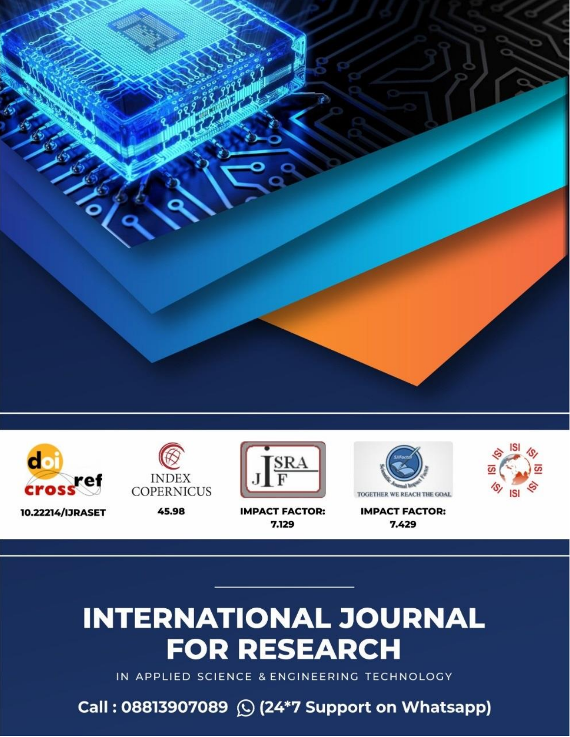10.22214/IJRASET

INDEX COPERNICUS

45.98

IMPACT FACTOR: 7.129

IMPACT FACTOR: 7.429

TOGETHER WE REACH THE GOAL

# INTERNATIONAL JOURNAL FOR RESEARCH

IN APPLIED SCIENCE & ENGINEERING TECHNOLOGY

Call : 08813907089 (24*7 Support on Whatsapp)